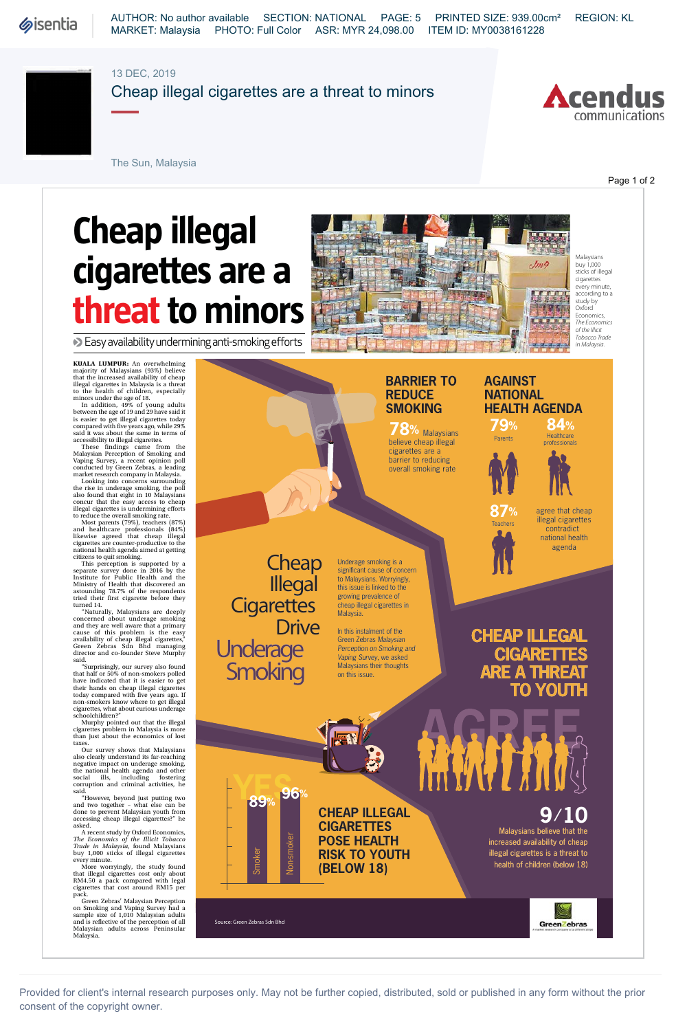13 DEC, 2019

Cheap illegal cigarettes are a threat to minors

The Sun, Malaysia

# Cheap illegal cigarettes are a threat to minors

Easy availability undermining anti-smoking efforts

Malaysians buy 1,000 sticks of illegal cigarettes every minute, according to a study by Oxford Economics, *The Economics of the Illicit Tobacco Trade in Malaysia*.

**KUALA LUMPUR:** An overwhelming majority of Malaysians (93%) believe that the increased availability of cheap illegal cigarettes in Malaysia is a threat to the health of children, especially minors under the age of 18.

In addition, 49% of young adults between the age of 19 and 29 have said it is easier to get illegal cigarettes today compared with five years ago, while 29% said it was about the same in terms of accessibility to illegal cigarettes.

These findings came from the Malaysian Perception of Smoking and Vaping Survey, a recent opinion poll conducted by Green Zebras, a leading market research company in Malaysia.

Looking into concerns surrounding the rise in underage smoking, the poll also found that eight in 10 Malaysians concur that the easy access to cheap illegal cigarettes is undermining efforts to reduce the overall smoking rate.

Most parents (79%), teachers (87%) and healthcare professionals (84%) likewise agreed that cheap illegal cigarettes are counter-productive to the national health agenda aimed at getting citizens to quit smoking.

This perception is supported by a separate survey done in 2016 by the Institute for Public Health and the Ministry of Health that discovered an astounding 78.7% of the respondents tried their first cigarette before they turned 14.

"Naturally, Malaysians are deeply concerned about underage smoking and they are well aware that a primary cause of this problem is the easy availability of cheap illegal cigarettes," Green Zebras Sdn Bhd managing director and co-founder Steve Murphy said.

"Surprisingly, our survey also found that half or 50% of non-smokers polled have indicated that it is easier to get their hands on cheap illegal cigarettes today compared with five years ago. If non-smokers know where to get illegal cigarettes, what about curious underage schoolchildren?"

Murphy pointed out that the illegal cigarettes problem in Malaysia is more than just about the economics of lost taxes.

Our survey shows that Malaysians also clearly understand its far-reaching negative impact on underage smoking, the national health agenda and other social ills, including fostering corruption and criminal activities, he said.

"However, beyond just putting two and two together – what else can be done to prevent Malaysian youth from accessing cheap illegal cigarettes?" he asked.

A recent study by Oxford Economics, *The Economics of the Illicit Tobacco Trade in Malaysia*, found Malaysians buy 1,000 sticks of illegal cigarettes every minute.

More worryingly, the study found that illegal cigarettes cost only about RM4.50 a pack compared with legal cigarettes that cost around RM15 per pack.

Green Zebras' Malaysian Perception on Smoking and Vaping Survey had a sample size of 1,010 Malaysian adults and is reflective of the perception of all Malaysian adults across Peninsular Malaysia.

## Cheap Illegal Cigarettes Drive Underage Smoking

Underage smoking is a significant cause of concern to Malaysians. Worryingly, this issue is linked to the growing prevalence of cheap illegal cigarettes in Malaysia.

In this instalment of the Green Zebras *Malaysian Perception on Smoking and Vaping Survey*, we asked Malaysians their thoughts on this issue.

### BARRIER TO REDUCE SMOKING

78% Malaysians believe cheap illegal cigarettes are a barrier to reducing overall smoking rate

### AGAINST NATIONAL HEALTH AGENDA

79% Parents

84% Healthcare professionals

87% Teachers

agree that cheap illegal cigarettes contradict national health agenda

### CHEAP ILLEGAL CIGARETTES ARE A THREAT TO YOUTH

AGREE

9/10 Malaysians believe that the increased availability of cheap illegal cigarettes is a threat to health of children (below 18)

### CHEAP ILLEGAL CIGARETTES POSE HEALTH RISK TO YOUTH (BELOW 18)

YES

89% Smoker

96% Non-smoker

Source: Green Zebras Sdn Bhd

Green Zebras

Provided for client's internal research purposes only. May not be further copied, distributed, sold or published in any form without the prior consent of the copyright owner.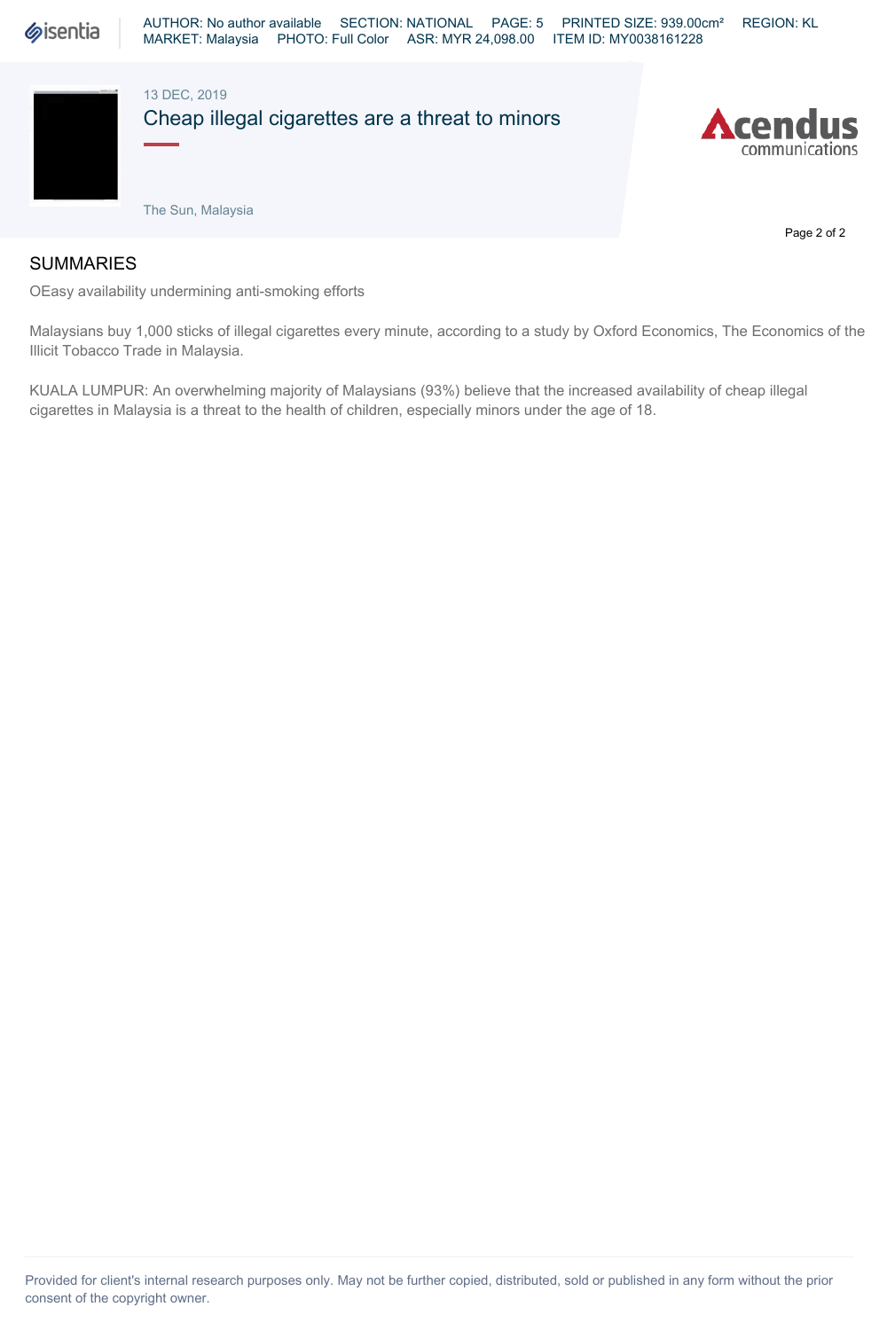AUTHOR: No author available SECTION: NATIONAL PAGE: 5 PRINTED SIZE: 939.00cm² REGION: KL MARKET: Malaysia PHOTO: Full Color ASR: MYR 24,098.00 ITEM ID: MY0038161228

13 DEC, 2019

# Cheap illegal cigarettes are a threat to minors

The Sun, Malaysia

## SUMMARIES

OEasy availability undermining anti-smoking efforts

Malaysians buy 1,000 sticks of illegal cigarettes every minute, according to a study by Oxford Economics, The Economics of the Illicit Tobacco Trade in Malaysia.

KUALA LUMPUR: An overwhelming majority of Malaysians (93%) believe that the increased availability of cheap illegal cigarettes in Malaysia is a threat to the health of children, especially minors under the age of 18.

Provided for client's internal research purposes only. May not be further copied, distributed, sold or published in any form without the prior consent of the copyright owner.